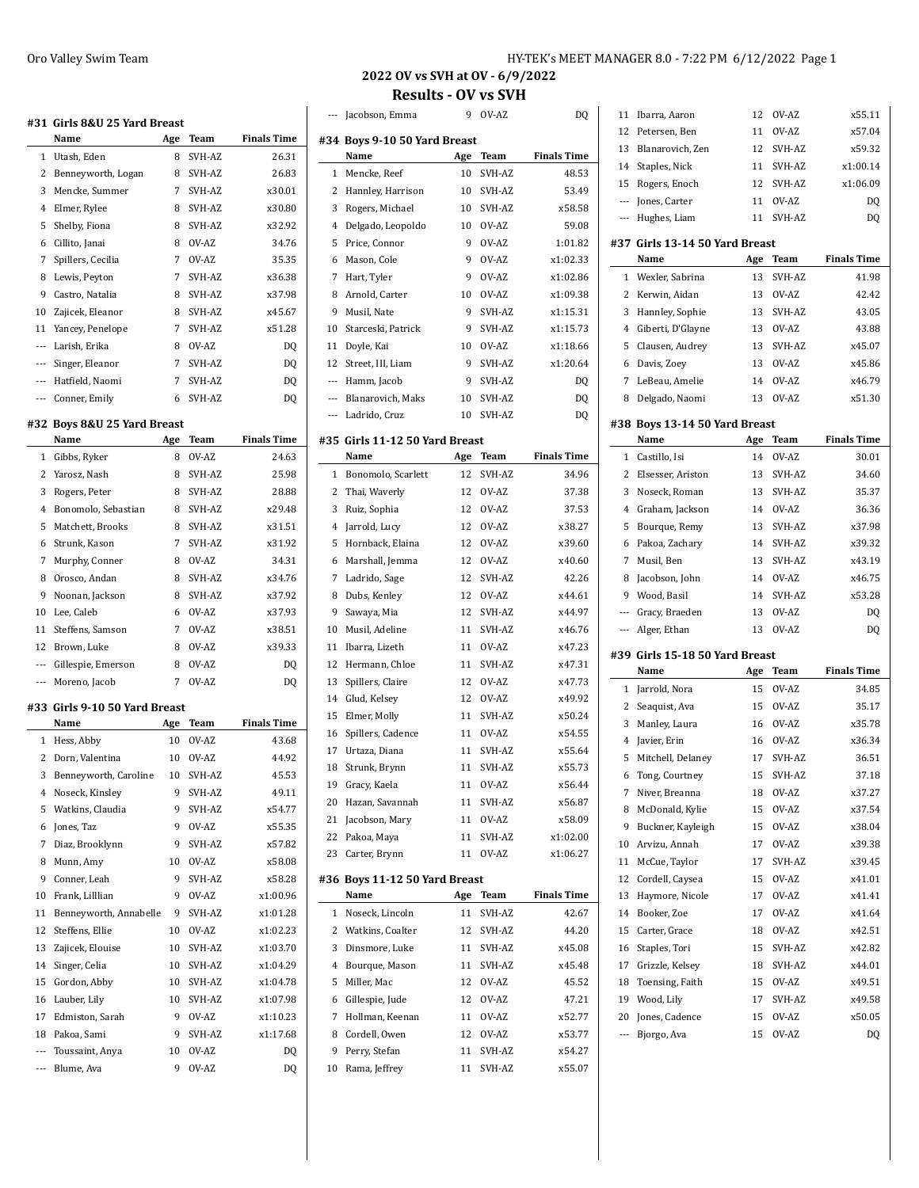## 2022 OV vs SVH at OV - 6/9/2022

## Results - OV vs SVH

### #31 Girls 8&U 25 Yard Breast

| | Name | Age | Team | Finals Time |
|---|---|---|---|---|
| 1 | Utash, Eden | 8 | SVH-AZ | 26.31 |
| 2 | Benneyworth, Logan | 8 | SVH-AZ | 26.83 |
| 3 | Mencke, Summer | 7 | SVH-AZ | x30.01 |
| 4 | Elmer, Rylee | 8 | SVH-AZ | x30.80 |
| 5 | Shelby, Fiona | 8 | SVH-AZ | x32.92 |
| 6 | Cillito, Janai | 8 | OV-AZ | 34.76 |
| 7 | Spillers, Cecilia | 7 | OV-AZ | 35.35 |
| 8 | Lewis, Peyton | 7 | SVH-AZ | x36.38 |
| 9 | Castro, Natalia | 8 | SVH-AZ | x37.98 |
| 10 | Zajicek, Eleanor | 8 | SVH-AZ | x45.67 |
| 11 | Yancey, Penelope | 7 | SVH-AZ | x51.28 |
| --- | Larish, Erika | 8 | OV-AZ | DQ |
| --- | Singer, Eleanor | 7 | SVH-AZ | DQ |
| --- | Hatfield, Naomi | 7 | SVH-AZ | DQ |
| --- | Conner, Emily | 6 | SVH-AZ | DQ |

### #32 Boys 8&U 25 Yard Breast

| | Name | Age | Team | Finals Time |
|---|---|---|---|---|
| 1 | Gibbs, Ryker | 8 | OV-AZ | 24.63 |
| 2 | Yarosz, Nash | 8 | SVH-AZ | 25.98 |
| 3 | Rogers, Peter | 8 | SVH-AZ | 28.88 |
| 4 | Bonomolo, Sebastian | 8 | SVH-AZ | x29.48 |
| 5 | Matchett, Brooks | 8 | SVH-AZ | x31.51 |
| 6 | Strunk, Kason | 7 | SVH-AZ | x31.92 |
| 7 | Murphy, Conner | 8 | OV-AZ | 34.31 |
| 8 | Orosco, Andan | 8 | SVH-AZ | x34.76 |
| 9 | Noonan, Jackson | 8 | SVH-AZ | x37.92 |
| 10 | Lee, Caleb | 6 | OV-AZ | x37.93 |
| 11 | Steffens, Samson | 7 | OV-AZ | x38.51 |
| 12 | Brown, Luke | 8 | OV-AZ | x39.33 |
| --- | Gillespie, Emerson | 8 | OV-AZ | DQ |
| --- | Moreno, Jacob | 7 | OV-AZ | DQ |

### #33 Girls 9-10 50 Yard Breast

| | Name | Age | Team | Finals Time |
|---|---|---|---|---|
| 1 | Hess, Abby | 10 | OV-AZ | 43.68 |
| 2 | Dorn, Valentina | 10 | OV-AZ | 44.92 |
| 3 | Benneyworth, Caroline | 10 | SVH-AZ | 45.53 |
| 4 | Noseck, Kinsley | 9 | SVH-AZ | 49.11 |
| 5 | Watkins, Claudia | 9 | SVH-AZ | x54.77 |
| 6 | Jones, Taz | 9 | OV-AZ | x55.35 |
| 7 | Diaz, Brooklynn | 9 | SVH-AZ | x57.82 |
| 8 | Munn, Amy | 10 | OV-AZ | x58.08 |
| 9 | Conner, Leah | 9 | SVH-AZ | x58.28 |
| 10 | Frank, Lilllian | 9 | OV-AZ | x1:00.96 |
| 11 | Benneyworth, Annabelle | 9 | SVH-AZ | x1:01.28 |
| 12 | Steffens, Ellie | 10 | OV-AZ | x1:02.23 |
| 13 | Zajicek, Elouise | 10 | SVH-AZ | x1:03.70 |
| 14 | Singer, Celia | 10 | SVH-AZ | x1:04.29 |
| 15 | Gordon, Abby | 10 | SVH-AZ | x1:04.78 |
| 16 | Lauber, Lily | 10 | SVH-AZ | x1:07.98 |
| 17 | Edmiston, Sarah | 9 | OV-AZ | x1:10.23 |
| 18 | Pakoa, Sami | 9 | SVH-AZ | x1:17.68 |
| --- | Toussaint, Anya | 10 | OV-AZ | DQ |
| --- | Blume, Ava | 9 | OV-AZ | DQ |
| --- | Jacobson, Emma | 9 | OV-AZ | DQ |

### #34 Boys 9-10 50 Yard Breast

| | Name | Age | Team | Finals Time |
|---|---|---|---|---|
| 1 | Mencke, Reef | 10 | SVH-AZ | 48.53 |
| 2 | Hannley, Harrison | 10 | SVH-AZ | 53.49 |
| 3 | Rogers, Michael | 10 | SVH-AZ | x58.58 |
| 4 | Delgado, Leopoldo | 10 | OV-AZ | 59.08 |
| 5 | Price, Connor | 9 | OV-AZ | 1:01.82 |
| 6 | Mason, Cole | 9 | OV-AZ | x1:02.33 |
| 7 | Hart, Tyler | 9 | OV-AZ | x1:02.86 |
| 8 | Arnold, Carter | 10 | OV-AZ | x1:09.38 |
| 9 | Musil, Nate | 9 | SVH-AZ | x1:15.31 |
| 10 | Starceski, Patrick | 9 | SVH-AZ | x1:15.73 |
| 11 | Doyle, Kai | 10 | OV-AZ | x1:18.66 |
| 12 | Street, III, Liam | 9 | SVH-AZ | x1:20.64 |
| --- | Hamm, Jacob | 9 | SVH-AZ | DQ |
| --- | Blanarovich, Maks | 10 | SVH-AZ | DQ |
| --- | Ladrido, Cruz | 10 | SVH-AZ | DQ |

### #35 Girls 11-12 50 Yard Breast

| | Name | Age | Team | Finals Time |
|---|---|---|---|---|
| 1 | Bonomolo, Scarlett | 12 | SVH-AZ | 34.96 |
| 2 | Thai, Waverly | 12 | OV-AZ | 37.38 |
| 3 | Ruiz, Sophia | 12 | OV-AZ | 37.53 |
| 4 | Jarrold, Lucy | 12 | OV-AZ | x38.27 |
| 5 | Hornback, Elaina | 12 | OV-AZ | x39.60 |
| 6 | Marshall, Jemma | 12 | OV-AZ | x40.60 |
| 7 | Ladrido, Sage | 12 | SVH-AZ | 42.26 |
| 8 | Dubs, Kenley | 12 | OV-AZ | x44.61 |
| 9 | Sawaya, Mia | 12 | SVH-AZ | x44.97 |
| 10 | Musil, Adeline | 11 | SVH-AZ | x46.76 |
| 11 | Ibarra, Lizeth | 11 | OV-AZ | x47.23 |
| 12 | Hermann, Chloe | 11 | SVH-AZ | x47.31 |
| 13 | Spillers, Claire | 12 | OV-AZ | x47.73 |
| 14 | Glud, Kelsey | 12 | OV-AZ | x49.92 |
| 15 | Elmer, Molly | 11 | SVH-AZ | x50.24 |
| 16 | Spillers, Cadence | 11 | OV-AZ | x54.55 |
| 17 | Urtaza, Diana | 11 | SVH-AZ | x55.64 |
| 18 | Strunk, Brynn | 11 | SVH-AZ | x55.73 |
| 19 | Gracy, Kaela | 11 | OV-AZ | x56.44 |
| 20 | Hazan, Savannah | 11 | SVH-AZ | x56.87 |
| 21 | Jacobson, Mary | 11 | OV-AZ | x58.09 |
| 22 | Pakoa, Maya | 11 | SVH-AZ | x1:02.00 |
| 23 | Carter, Brynn | 11 | OV-AZ | x1:06.27 |

### #36 Boys 11-12 50 Yard Breast

| | Name | Age | Team | Finals Time |
|---|---|---|---|---|
| 1 | Noseck, Lincoln | 11 | SVH-AZ | 42.67 |
| 2 | Watkins, Coalter | 12 | SVH-AZ | 44.20 |
| 3 | Dinsmore, Luke | 11 | SVH-AZ | x45.08 |
| 4 | Bourque, Mason | 11 | SVH-AZ | x45.48 |
| 5 | Miller, Mac | 12 | OV-AZ | 45.52 |
| 6 | Gillespie, Jude | 12 | OV-AZ | 47.21 |
| 7 | Hollman, Keenan | 11 | OV-AZ | x52.77 |
| 8 | Cordell, Owen | 12 | OV-AZ | x53.77 |
| 9 | Perry, Stefan | 11 | SVH-AZ | x54.27 |
| 10 | Rama, Jeffrey | 11 | SVH-AZ | x55.07 |
| 11 | Ibarra, Aaron | 12 | OV-AZ | x55.11 |
| 12 | Petersen, Ben | 11 | OV-AZ | x57.04 |
| 13 | Blanarovich, Zen | 12 | SVH-AZ | x59.32 |
| 14 | Staples, Nick | 11 | SVH-AZ | x1:00.14 |
| 15 | Rogers, Enoch | 12 | SVH-AZ | x1:06.09 |
| --- | Jones, Carter | 11 | OV-AZ | DQ |
| --- | Hughes, Liam | 11 | SVH-AZ | DQ |

### #37 Girls 13-14 50 Yard Breast

| | Name | Age | Team | Finals Time |
|---|---|---|---|---|
| 1 | Wexler, Sabrina | 13 | SVH-AZ | 41.98 |
| 2 | Kerwin, Aidan | 13 | OV-AZ | 42.42 |
| 3 | Hannley, Sophie | 13 | SVH-AZ | 43.05 |
| 4 | Giberti, D'Glayne | 13 | OV-AZ | 43.88 |
| 5 | Clausen, Audrey | 13 | SVH-AZ | x45.07 |
| 6 | Davis, Zoey | 13 | OV-AZ | x45.86 |
| 7 | LeBeau, Amelie | 14 | OV-AZ | x46.79 |
| 8 | Delgado, Naomi | 13 | OV-AZ | x51.30 |

### #38 Boys 13-14 50 Yard Breast

| | Name | Age | Team | Finals Time |
|---|---|---|---|---|
| 1 | Castillo, Isi | 14 | OV-AZ | 30.01 |
| 2 | Elsesser, Ariston | 13 | SVH-AZ | 34.60 |
| 3 | Noseck, Roman | 13 | SVH-AZ | 35.37 |
| 4 | Graham, Jackson | 14 | OV-AZ | 36.36 |
| 5 | Bourque, Remy | 13 | SVH-AZ | x37.98 |
| 6 | Pakoa, Zachary | 14 | SVH-AZ | x39.32 |
| 7 | Musil, Ben | 13 | SVH-AZ | x43.19 |
| 8 | Jacobson, John | 14 | OV-AZ | x46.75 |
| 9 | Wood, Basil | 14 | SVH-AZ | x53.28 |
| --- | Gracy, Braeden | 13 | OV-AZ | DQ |
| --- | Alger, Ethan | 13 | OV-AZ | DQ |

### #39 Girls 15-18 50 Yard Breast

| | Name | Age | Team | Finals Time |
|---|---|---|---|---|
| 1 | Jarrold, Nora | 15 | OV-AZ | 34.85 |
| 2 | Seaquist, Ava | 15 | OV-AZ | 35.17 |
| 3 | Manley, Laura | 16 | OV-AZ | x35.78 |
| 4 | Javier, Erin | 16 | OV-AZ | x36.34 |
| 5 | Mitchell, Delaney | 17 | SVH-AZ | 36.51 |
| 6 | Tong, Courtney | 15 | SVH-AZ | 37.18 |
| 7 | Niver, Breanna | 18 | OV-AZ | x37.27 |
| 8 | McDonald, Kylie | 15 | OV-AZ | x37.54 |
| 9 | Buckner, Kayleigh | 15 | OV-AZ | x38.04 |
| 10 | Arvizu, Annah | 17 | OV-AZ | x39.38 |
| 11 | McCue, Taylor | 17 | SVH-AZ | x39.45 |
| 12 | Cordell, Caysea | 15 | OV-AZ | x41.01 |
| 13 | Haymore, Nicole | 17 | OV-AZ | x41.41 |
| 14 | Booker, Zoe | 17 | OV-AZ | x41.64 |
| 15 | Carter, Grace | 18 | OV-AZ | x42.51 |
| 16 | Staples, Tori | 15 | SVH-AZ | x42.82 |
| 17 | Grizzle, Kelsey | 18 | SVH-AZ | x44.01 |
| 18 | Toensing, Faith | 15 | OV-AZ | x49.51 |
| 19 | Wood, Lily | 17 | SVH-AZ | x49.58 |
| 20 | Jones, Cadence | 15 | OV-AZ | x50.05 |
| --- | Bjorgo, Ava | 15 | OV-AZ | DQ |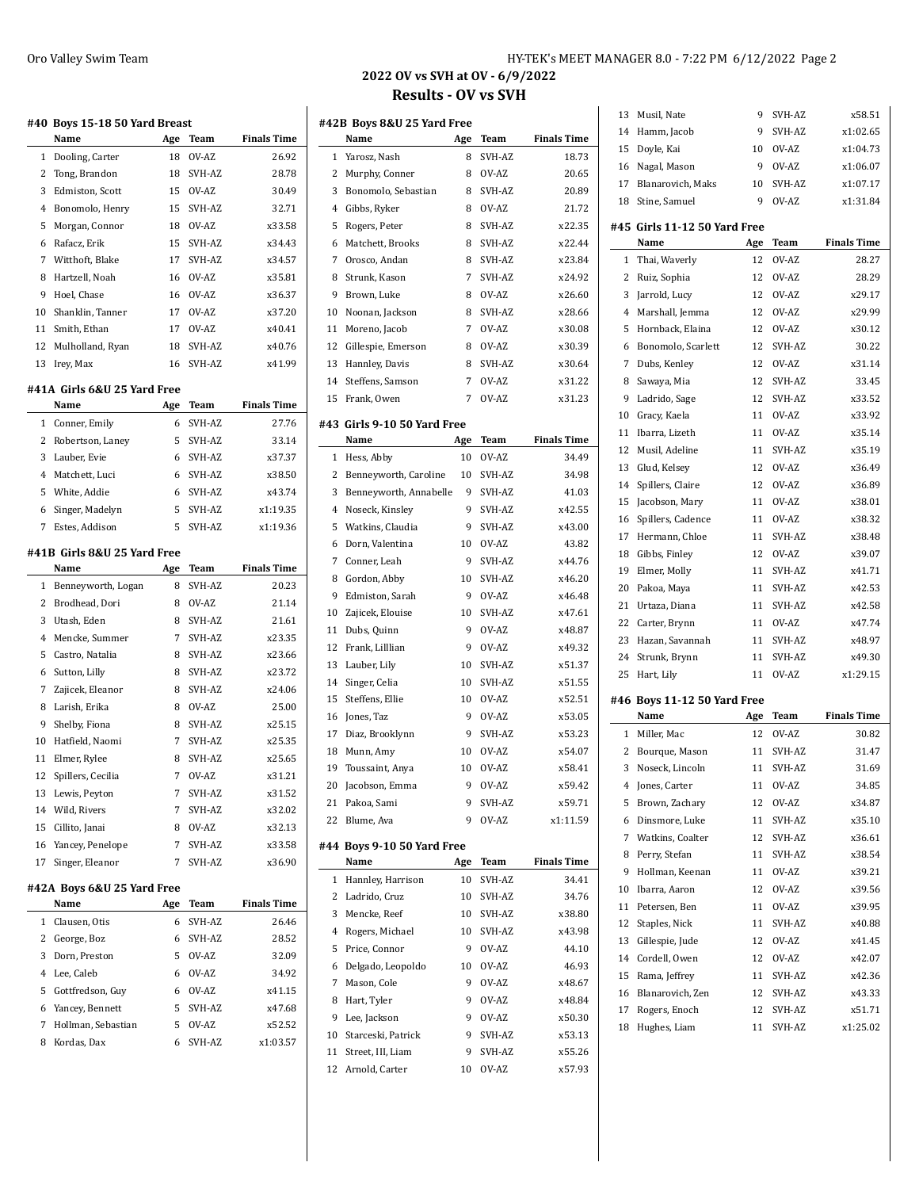## 2022 OV vs SVH at OV - 6/9/2022

## Results - OV vs SVH

### #40 Boys 15-18 50 Yard Breast

| | Name | Age | Team | Finals Time |
|---|---|---|---|---|
| 1 | Dooling, Carter | 18 | OV-AZ | 26.92 |
| 2 | Tong, Brandon | 18 | SVH-AZ | 28.78 |
| 3 | Edmiston, Scott | 15 | OV-AZ | 30.49 |
| 4 | Bonomolo, Henry | 15 | SVH-AZ | 32.71 |
| 5 | Morgan, Connor | 18 | OV-AZ | x33.58 |
| 6 | Rafacz, Erik | 15 | SVH-AZ | x34.43 |
| 7 | Witthoft, Blake | 17 | SVH-AZ | x34.57 |
| 8 | Hartzell, Noah | 16 | OV-AZ | x35.81 |
| 9 | Hoel, Chase | 16 | OV-AZ | x36.37 |
| 10 | Shanklin, Tanner | 17 | OV-AZ | x37.20 |
| 11 | Smith, Ethan | 17 | OV-AZ | x40.41 |
| 12 | Mulholland, Ryan | 18 | SVH-AZ | x40.76 |
| 13 | Irey, Max | 16 | SVH-AZ | x41.99 |

### #41A Girls 6&U 25 Yard Free

| | Name | Age | Team | Finals Time |
|---|---|---|---|---|
| 1 | Conner, Emily | 6 | SVH-AZ | 27.76 |
| 2 | Robertson, Laney | 5 | SVH-AZ | 33.14 |
| 3 | Lauber, Evie | 6 | SVH-AZ | x37.37 |
| 4 | Matchett, Luci | 6 | SVH-AZ | x38.50 |
| 5 | White, Addie | 6 | SVH-AZ | x43.74 |
| 6 | Singer, Madelyn | 5 | SVH-AZ | x1:19.35 |
| 7 | Estes, Addison | 5 | SVH-AZ | x1:19.36 |

### #41B Girls 8&U 25 Yard Free

| | Name | Age | Team | Finals Time |
|---|---|---|---|---|
| 1 | Benneyworth, Logan | 8 | SVH-AZ | 20.23 |
| 2 | Brodhead, Dori | 8 | OV-AZ | 21.14 |
| 3 | Utash, Eden | 8 | SVH-AZ | 21.61 |
| 4 | Mencke, Summer | 7 | SVH-AZ | x23.35 |
| 5 | Castro, Natalia | 8 | SVH-AZ | x23.66 |
| 6 | Sutton, Lilly | 8 | SVH-AZ | x23.72 |
| 7 | Zajicek, Eleanor | 8 | SVH-AZ | x24.06 |
| 8 | Larish, Erika | 8 | OV-AZ | 25.00 |
| 9 | Shelby, Fiona | 8 | SVH-AZ | x25.15 |
| 10 | Hatfield, Naomi | 7 | SVH-AZ | x25.35 |
| 11 | Elmer, Rylee | 8 | SVH-AZ | x25.65 |
| 12 | Spillers, Cecilia | 7 | OV-AZ | x31.21 |
| 13 | Lewis, Peyton | 7 | SVH-AZ | x31.52 |
| 14 | Wild, Rivers | 7 | SVH-AZ | x32.02 |
| 15 | Cillito, Janai | 8 | OV-AZ | x32.13 |
| 16 | Yancey, Penelope | 7 | SVH-AZ | x33.58 |
| 17 | Singer, Eleanor | 7 | SVH-AZ | x36.90 |

### #42A Boys 6&U 25 Yard Free

| | Name | Age | Team | Finals Time |
|---|---|---|---|---|
| 1 | Clausen, Otis | 6 | SVH-AZ | 26.46 |
| 2 | George, Boz | 6 | SVH-AZ | 28.52 |
| 3 | Dorn, Preston | 5 | OV-AZ | 32.09 |
| 4 | Lee, Caleb | 6 | OV-AZ | 34.92 |
| 5 | Gottfredson, Guy | 6 | OV-AZ | x41.15 |
| 6 | Yancey, Bennett | 5 | SVH-AZ | x47.68 |
| 7 | Hollman, Sebastian | 5 | OV-AZ | x52.52 |
| 8 | Kordas, Dax | 6 | SVH-AZ | x1:03.57 |

### #42B Boys 8&U 25 Yard Free

| | Name | Age | Team | Finals Time |
|---|---|---|---|---|
| 1 | Yarosz, Nash | 8 | SVH-AZ | 18.73 |
| 2 | Murphy, Conner | 8 | OV-AZ | 20.65 |
| 3 | Bonomolo, Sebastian | 8 | SVH-AZ | 20.89 |
| 4 | Gibbs, Ryker | 8 | OV-AZ | 21.72 |
| 5 | Rogers, Peter | 8 | SVH-AZ | x22.35 |
| 6 | Matchett, Brooks | 8 | SVH-AZ | x22.44 |
| 7 | Orosco, Andan | 8 | SVH-AZ | x23.84 |
| 8 | Strunk, Kason | 7 | SVH-AZ | x24.92 |
| 9 | Brown, Luke | 8 | OV-AZ | x26.60 |
| 10 | Noonan, Jackson | 8 | SVH-AZ | x28.66 |
| 11 | Moreno, Jacob | 7 | OV-AZ | x30.08 |
| 12 | Gillespie, Emerson | 8 | OV-AZ | x30.39 |
| 13 | Hannley, Davis | 8 | SVH-AZ | x30.64 |
| 14 | Steffens, Samson | 7 | OV-AZ | x31.22 |
| 15 | Frank, Owen | 7 | OV-AZ | x31.23 |

### #43 Girls 9-10 50 Yard Free

| | Name | Age | Team | Finals Time |
|---|---|---|---|---|
| 1 | Hess, Abby | 10 | OV-AZ | 34.49 |
| 2 | Benneyworth, Caroline | 10 | SVH-AZ | 34.98 |
| 3 | Benneyworth, Annabelle | 9 | SVH-AZ | 41.03 |
| 4 | Noseck, Kinsley | 9 | SVH-AZ | x42.55 |
| 5 | Watkins, Claudia | 9 | SVH-AZ | x43.00 |
| 6 | Dorn, Valentina | 10 | OV-AZ | 43.82 |
| 7 | Conner, Leah | 9 | SVH-AZ | x44.76 |
| 8 | Gordon, Abby | 10 | SVH-AZ | x46.20 |
| 9 | Edmiston, Sarah | 9 | OV-AZ | x46.48 |
| 10 | Zajicek, Elouise | 10 | SVH-AZ | x47.61 |
| 11 | Dubs, Quinn | 9 | OV-AZ | x48.87 |
| 12 | Frank, Lilllian | 9 | OV-AZ | x49.32 |
| 13 | Lauber, Lily | 10 | SVH-AZ | x51.37 |
| 14 | Singer, Celia | 10 | SVH-AZ | x51.55 |
| 15 | Steffens, Ellie | 10 | OV-AZ | x52.51 |
| 16 | Jones, Taz | 9 | OV-AZ | x53.05 |
| 17 | Diaz, Brooklynn | 9 | SVH-AZ | x53.23 |
| 18 | Munn, Amy | 10 | OV-AZ | x54.07 |
| 19 | Toussaint, Anya | 10 | OV-AZ | x58.41 |
| 20 | Jacobson, Emma | 9 | OV-AZ | x59.42 |
| 21 | Pakoa, Sami | 9 | SVH-AZ | x59.71 |
| 22 | Blume, Ava | 9 | OV-AZ | x1:11.59 |

### #44 Boys 9-10 50 Yard Free

| | Name | Age | Team | Finals Time |
|---|---|---|---|---|
| 1 | Hannley, Harrison | 10 | SVH-AZ | 34.41 |
| 2 | Ladrido, Cruz | 10 | SVH-AZ | 34.76 |
| 3 | Mencke, Reef | 10 | SVH-AZ | x38.80 |
| 4 | Rogers, Michael | 10 | SVH-AZ | x43.98 |
| 5 | Price, Connor | 9 | OV-AZ | 44.10 |
| 6 | Delgado, Leopoldo | 10 | OV-AZ | 46.93 |
| 7 | Mason, Cole | 9 | OV-AZ | x48.67 |
| 8 | Hart, Tyler | 9 | OV-AZ | x48.84 |
| 9 | Lee, Jackson | 9 | OV-AZ | x50.30 |
| 10 | Starceski, Patrick | 9 | SVH-AZ | x53.13 |
| 11 | Street, III, Liam | 9 | SVH-AZ | x55.26 |
| 12 | Arnold, Carter | 10 | OV-AZ | x57.93 |
| 13 | Musil, Nate | 9 | SVH-AZ | x58.51 |
| 14 | Hamm, Jacob | 9 | SVH-AZ | x1:02.65 |
| 15 | Doyle, Kai | 10 | OV-AZ | x1:04.73 |
| 16 | Nagal, Mason | 9 | OV-AZ | x1:06.07 |
| 17 | Blanarovich, Maks | 10 | SVH-AZ | x1:07.17 |
| 18 | Stine, Samuel | 9 | OV-AZ | x1:31.84 |

### #45 Girls 11-12 50 Yard Free

| | Name | Age | Team | Finals Time |
|---|---|---|---|---|
| 1 | Thai, Waverly | 12 | OV-AZ | 28.27 |
| 2 | Ruiz, Sophia | 12 | OV-AZ | 28.29 |
| 3 | Jarrold, Lucy | 12 | OV-AZ | x29.17 |
| 4 | Marshall, Jemma | 12 | OV-AZ | x29.99 |
| 5 | Hornback, Elaina | 12 | OV-AZ | x30.12 |
| 6 | Bonomolo, Scarlett | 12 | SVH-AZ | 30.22 |
| 7 | Dubs, Kenley | 12 | OV-AZ | x31.14 |
| 8 | Sawaya, Mia | 12 | SVH-AZ | 33.45 |
| 9 | Ladrido, Sage | 12 | SVH-AZ | x33.52 |
| 10 | Gracy, Kaela | 11 | OV-AZ | x33.92 |
| 11 | Ibarra, Lizeth | 11 | OV-AZ | x35.14 |
| 12 | Musil, Adeline | 11 | SVH-AZ | x35.19 |
| 13 | Glud, Kelsey | 12 | OV-AZ | x36.49 |
| 14 | Spillers, Claire | 12 | OV-AZ | x36.89 |
| 15 | Jacobson, Mary | 11 | OV-AZ | x38.01 |
| 16 | Spillers, Cadence | 11 | OV-AZ | x38.32 |
| 17 | Hermann, Chloe | 11 | SVH-AZ | x38.48 |
| 18 | Gibbs, Finley | 12 | OV-AZ | x39.07 |
| 19 | Elmer, Molly | 11 | SVH-AZ | x41.71 |
| 20 | Pakoa, Maya | 11 | SVH-AZ | x42.53 |
| 21 | Urtaza, Diana | 11 | SVH-AZ | x42.58 |
| 22 | Carter, Brynn | 11 | OV-AZ | x47.74 |
| 23 | Hazan, Savannah | 11 | SVH-AZ | x48.97 |
| 24 | Strunk, Brynn | 11 | SVH-AZ | x49.30 |
| 25 | Hart, Lily | 11 | OV-AZ | x1:29.15 |

### #46 Boys 11-12 50 Yard Free

| | Name | Age | Team | Finals Time |
|---|---|---|---|---|
| 1 | Miller, Mac | 12 | OV-AZ | 30.82 |
| 2 | Bourque, Mason | 11 | SVH-AZ | 31.47 |
| 3 | Noseck, Lincoln | 11 | SVH-AZ | 31.69 |
| 4 | Jones, Carter | 11 | OV-AZ | 34.85 |
| 5 | Brown, Zachary | 12 | OV-AZ | x34.87 |
| 6 | Dinsmore, Luke | 11 | SVH-AZ | x35.10 |
| 7 | Watkins, Coalter | 12 | SVH-AZ | x36.61 |
| 8 | Perry, Stefan | 11 | SVH-AZ | x38.54 |
| 9 | Hollman, Keenan | 11 | OV-AZ | x39.21 |
| 10 | Ibarra, Aaron | 12 | OV-AZ | x39.56 |
| 11 | Petersen, Ben | 11 | OV-AZ | x39.95 |
| 12 | Staples, Nick | 11 | SVH-AZ | x40.88 |
| 13 | Gillespie, Jude | 12 | OV-AZ | x41.45 |
| 14 | Cordell, Owen | 12 | OV-AZ | x42.07 |
| 15 | Rama, Jeffrey | 11 | SVH-AZ | x42.36 |
| 16 | Blanarovich, Zen | 12 | SVH-AZ | x43.33 |
| 17 | Rogers, Enoch | 12 | SVH-AZ | x51.71 |
| 18 | Hughes, Liam | 11 | SVH-AZ | x1:25.02 |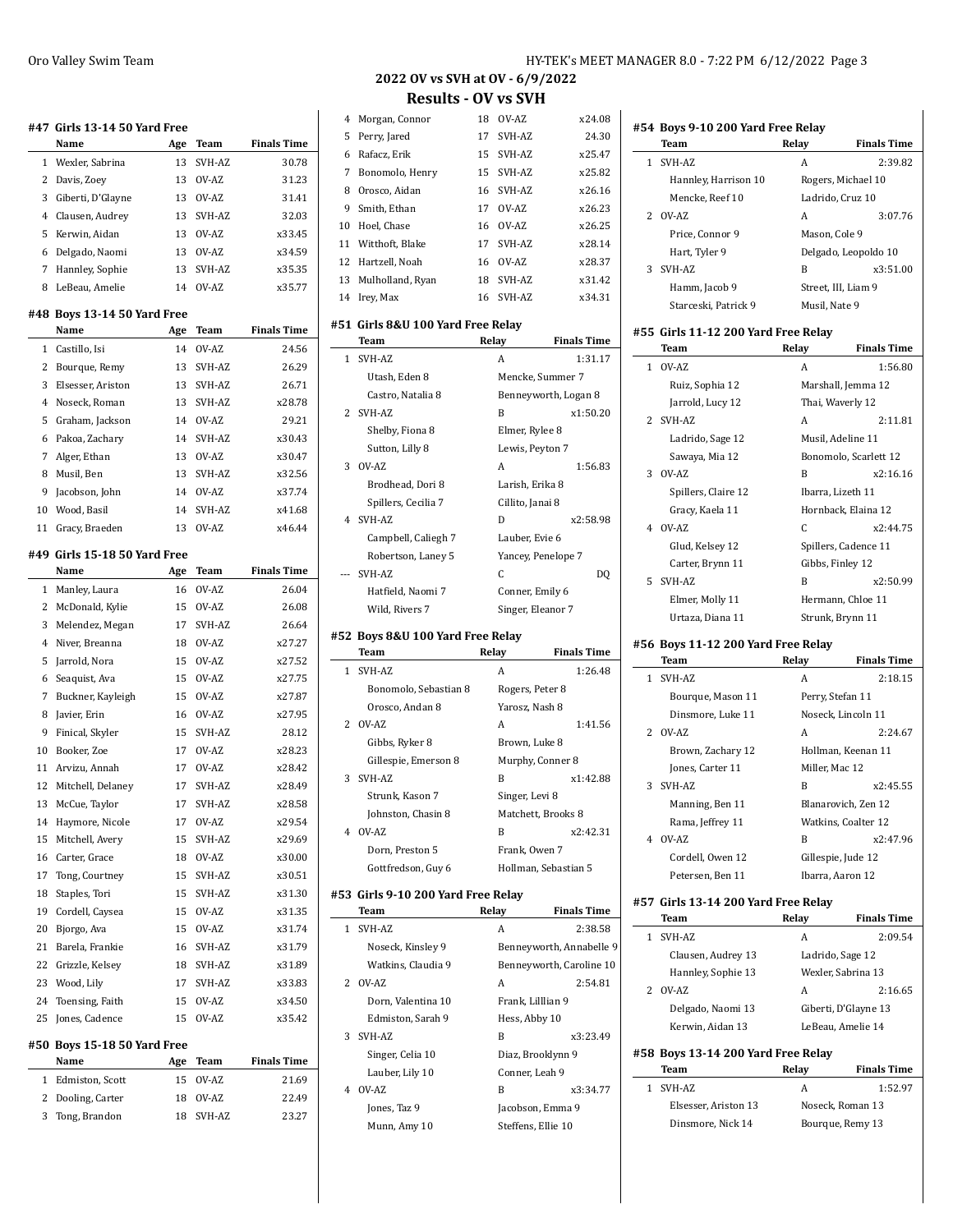## 2022 OV vs SVH at OV - 6/9/2022

## Results - OV vs SVH

### #47 Girls 13-14 50 Yard Free

| | Name | Age | Team | Finals Time |
|---|---|---|---|---|
| 1 | Wexler, Sabrina | 13 | SVH-AZ | 30.78 |
| 2 | Davis, Zoey | 13 | OV-AZ | 31.23 |
| 3 | Giberti, D'Glayne | 13 | OV-AZ | 31.41 |
| 4 | Clausen, Audrey | 13 | SVH-AZ | 32.03 |
| 5 | Kerwin, Aidan | 13 | OV-AZ | x33.45 |
| 6 | Delgado, Naomi | 13 | OV-AZ | x34.59 |
| 7 | Hannley, Sophie | 13 | SVH-AZ | x35.35 |
| 8 | LeBeau, Amelie | 14 | OV-AZ | x35.77 |

### #48 Boys 13-14 50 Yard Free

| | Name | Age | Team | Finals Time |
|---|---|---|---|---|
| 1 | Castillo, Isi | 14 | OV-AZ | 24.56 |
| 2 | Bourque, Remy | 13 | SVH-AZ | 26.29 |
| 3 | Elsesser, Ariston | 13 | SVH-AZ | 26.71 |
| 4 | Noseck, Roman | 13 | SVH-AZ | x28.78 |
| 5 | Graham, Jackson | 14 | OV-AZ | 29.21 |
| 6 | Pakoa, Zachary | 14 | SVH-AZ | x30.43 |
| 7 | Alger, Ethan | 13 | OV-AZ | x30.47 |
| 8 | Musil, Ben | 13 | SVH-AZ | x32.56 |
| 9 | Jacobson, John | 14 | OV-AZ | x37.74 |
| 10 | Wood, Basil | 14 | SVH-AZ | x41.68 |
| 11 | Gracy, Braeden | 13 | OV-AZ | x46.44 |

### #49 Girls 15-18 50 Yard Free

| | Name | Age | Team | Finals Time |
|---|---|---|---|---|
| 1 | Manley, Laura | 16 | OV-AZ | 26.04 |
| 2 | McDonald, Kylie | 15 | OV-AZ | 26.08 |
| 3 | Melendez, Megan | 17 | SVH-AZ | 26.64 |
| 4 | Niver, Breanna | 18 | OV-AZ | x27.27 |
| 5 | Jarrold, Nora | 15 | OV-AZ | x27.52 |
| 6 | Seaquist, Ava | 15 | OV-AZ | x27.75 |
| 7 | Buckner, Kayleigh | 15 | OV-AZ | x27.87 |
| 8 | Javier, Erin | 16 | OV-AZ | x27.95 |
| 9 | Finical, Skyler | 15 | SVH-AZ | 28.12 |
| 10 | Booker, Zoe | 17 | OV-AZ | x28.23 |
| 11 | Arvizu, Annah | 17 | OV-AZ | x28.42 |
| 12 | Mitchell, Delaney | 17 | SVH-AZ | x28.49 |
| 13 | McCue, Taylor | 17 | SVH-AZ | x28.58 |
| 14 | Haymore, Nicole | 17 | OV-AZ | x29.54 |
| 15 | Mitchell, Avery | 15 | SVH-AZ | x29.69 |
| 16 | Carter, Grace | 18 | OV-AZ | x30.00 |
| 17 | Tong, Courtney | 15 | SVH-AZ | x30.51 |
| 18 | Staples, Tori | 15 | SVH-AZ | x31.30 |
| 19 | Cordell, Caysea | 15 | OV-AZ | x31.35 |
| 20 | Bjorgo, Ava | 15 | OV-AZ | x31.74 |
| 21 | Barela, Frankie | 16 | SVH-AZ | x31.79 |
| 22 | Grizzle, Kelsey | 18 | SVH-AZ | x31.89 |
| 23 | Wood, Lily | 17 | SVH-AZ | x33.83 |
| 24 | Toensing, Faith | 15 | OV-AZ | x34.50 |
| 25 | Jones, Cadence | 15 | OV-AZ | x35.42 |

### #50 Boys 15-18 50 Yard Free

| | Name | Age | Team | Finals Time |
|---|---|---|---|---|
| 1 | Edmiston, Scott | 15 | OV-AZ | 21.69 |
| 2 | Dooling, Carter | 18 | OV-AZ | 22.49 |
| 3 | Tong, Brandon | 18 | SVH-AZ | 23.27 |
| 4 | Morgan, Connor | 18 | OV-AZ | x24.08 |
| 5 | Perry, Jared | 17 | SVH-AZ | 24.30 |
| 6 | Rafacz, Erik | 15 | SVH-AZ | x25.47 |
| 7 | Bonomolo, Henry | 15 | SVH-AZ | x25.82 |
| 8 | Orosco, Aidan | 16 | SVH-AZ | x26.16 |
| 9 | Smith, Ethan | 17 | OV-AZ | x26.23 |
| 10 | Hoel, Chase | 16 | OV-AZ | x26.25 |
| 11 | Witthoft, Blake | 17 | SVH-AZ | x28.14 |
| 12 | Hartzell, Noah | 16 | OV-AZ | x28.37 |
| 13 | Mulholland, Ryan | 18 | SVH-AZ | x31.42 |
| 14 | Irey, Max | 16 | SVH-AZ | x34.31 |

### #51 Girls 8&U 100 Yard Free Relay

| | Team | Relay | Finals Time |
|---|---|---|---|
| 1 | SVH-AZ | A | 1:31.17 |
| | Utash, Eden 8 | Mencke, Summer 7 | |
| | Castro, Natalia 8 | Benneyworth, Logan 8 | |
| 2 | SVH-AZ | B | x1:50.20 |
| | Shelby, Fiona 8 | Elmer, Rylee 8 | |
| | Sutton, Lilly 8 | Lewis, Peyton 7 | |
| 3 | OV-AZ | A | 1:56.83 |
| | Brodhead, Dori 8 | Larish, Erika 8 | |
| | Spillers, Cecilia 7 | Cillito, Janai 8 | |
| 4 | SVH-AZ | D | x2:58.98 |
| | Campbell, Caliegh 7 | Lauber, Evie 6 | |
| | Robertson, Laney 5 | Yancey, Penelope 7 | |
| --- | SVH-AZ | C | DQ |
| | Hatfield, Naomi 7 | Conner, Emily 6 | |
| | Wild, Rivers 7 | Singer, Eleanor 7 | |

### #52 Boys 8&U 100 Yard Free Relay

| | Team | Relay | Finals Time |
|---|---|---|---|
| 1 | SVH-AZ | A | 1:26.48 |
| | Bonomolo, Sebastian 8 | Rogers, Peter 8 | |
| | Orosco, Andan 8 | Yarosz, Nash 8 | |
| 2 | OV-AZ | A | 1:41.56 |
| | Gibbs, Ryker 8 | Brown, Luke 8 | |
| | Gillespie, Emerson 8 | Murphy, Conner 8 | |
| 3 | SVH-AZ | B | x1:42.88 |
| | Strunk, Kason 7 | Singer, Levi 8 | |
| | Johnston, Chasin 8 | Matchett, Brooks 8 | |
| 4 | OV-AZ | B | x2:42.31 |
| | Dorn, Preston 5 | Frank, Owen 7 | |
| | Gottfredson, Guy 6 | Hollman, Sebastian 5 | |

### #53 Girls 9-10 200 Yard Free Relay

| | Team | Relay | Finals Time |
|---|---|---|---|
| 1 | SVH-AZ | A | 2:38.58 |
| | Noseck, Kinsley 9 | Benneyworth, Annabelle 9 | |
| | Watkins, Claudia 9 | Benneyworth, Caroline 10 | |
| 2 | OV-AZ | A | 2:54.81 |
| | Dorn, Valentina 10 | Frank, Lilllian 9 | |
| | Edmiston, Sarah 9 | Hess, Abby 10 | |
| 3 | SVH-AZ | B | x3:23.49 |
| | Singer, Celia 10 | Diaz, Brooklynn 9 | |
| | Lauber, Lily 10 | Conner, Leah 9 | |
| 4 | OV-AZ | B | x3:34.77 |
| | Jones, Taz 9 | Jacobson, Emma 9 | |
| | Munn, Amy 10 | Steffens, Ellie 10 | |

### #54 Boys 9-10 200 Yard Free Relay

| | Team | Relay | Finals Time |
|---|---|---|---|
| 1 | SVH-AZ | A | 2:39.82 |
| | Hannley, Harrison 10 | Rogers, Michael 10 | |
| | Mencke, Reef 10 | Ladrido, Cruz 10 | |
| 2 | OV-AZ | A | 3:07.76 |
| | Price, Connor 9 | Mason, Cole 9 | |
| | Hart, Tyler 9 | Delgado, Leopoldo 10 | |
| 3 | SVH-AZ | B | x3:51.00 |
| | Hamm, Jacob 9 | Street, III, Liam 9 | |
| | Starceski, Patrick 9 | Musil, Nate 9 | |

### #55 Girls 11-12 200 Yard Free Relay

| | Team | Relay | Finals Time |
|---|---|---|---|
| 1 | OV-AZ | A | 1:56.80 |
| | Ruiz, Sophia 12 | Marshall, Jemma 12 | |
| | Jarrold, Lucy 12 | Thai, Waverly 12 | |
| 2 | SVH-AZ | A | 2:11.81 |
| | Ladrido, Sage 12 | Musil, Adeline 11 | |
| | Sawaya, Mia 12 | Bonomolo, Scarlett 12 | |
| 3 | OV-AZ | B | x2:16.16 |
| | Spillers, Claire 12 | Ibarra, Lizeth 11 | |
| | Gracy, Kaela 11 | Hornback, Elaina 12 | |
| 4 | OV-AZ | C | x2:44.75 |
| | Glud, Kelsey 12 | Spillers, Cadence 11 | |
| | Carter, Brynn 11 | Gibbs, Finley 12 | |
| 5 | SVH-AZ | B | x2:50.99 |
| | Elmer, Molly 11 | Hermann, Chloe 11 | |
| | Urtaza, Diana 11 | Strunk, Brynn 11 | |

### #56 Boys 11-12 200 Yard Free Relay

| | Team | Relay | Finals Time |
|---|---|---|---|
| 1 | SVH-AZ | A | 2:18.15 |
| | Bourque, Mason 11 | Perry, Stefan 11 | |
| | Dinsmore, Luke 11 | Noseck, Lincoln 11 | |
| 2 | OV-AZ | A | 2:24.67 |
| | Brown, Zachary 12 | Hollman, Keenan 11 | |
| | Jones, Carter 11 | Miller, Mac 12 | |
| 3 | SVH-AZ | B | x2:45.55 |
| | Manning, Ben 11 | Blanarovich, Zen 12 | |
| | Rama, Jeffrey 11 | Watkins, Coalter 12 | |
| 4 | OV-AZ | B | x2:47.96 |
| | Cordell, Owen 12 | Gillespie, Jude 12 | |
| | Petersen, Ben 11 | Ibarra, Aaron 12 | |

### #57 Girls 13-14 200 Yard Free Relay

| | Team | Relay | Finals Time |
|---|---|---|---|
| 1 | SVH-AZ | A | 2:09.54 |
| | Clausen, Audrey 13 | Ladrido, Sage 12 | |
| | Hannley, Sophie 13 | Wexler, Sabrina 13 | |
| 2 | OV-AZ | A | 2:16.65 |
| | Delgado, Naomi 13 | Giberti, D'Glayne 13 | |
| | Kerwin, Aidan 13 | LeBeau, Amelie 14 | |

### #58 Boys 13-14 200 Yard Free Relay

| | Team | Relay | Finals Time |
|---|---|---|---|
| 1 | SVH-AZ | A | 1:52.97 |
| | Elsesser, Ariston 13 | Noseck, Roman 13 | |
| | Dinsmore, Nick 14 | Bourque, Remy 13 | |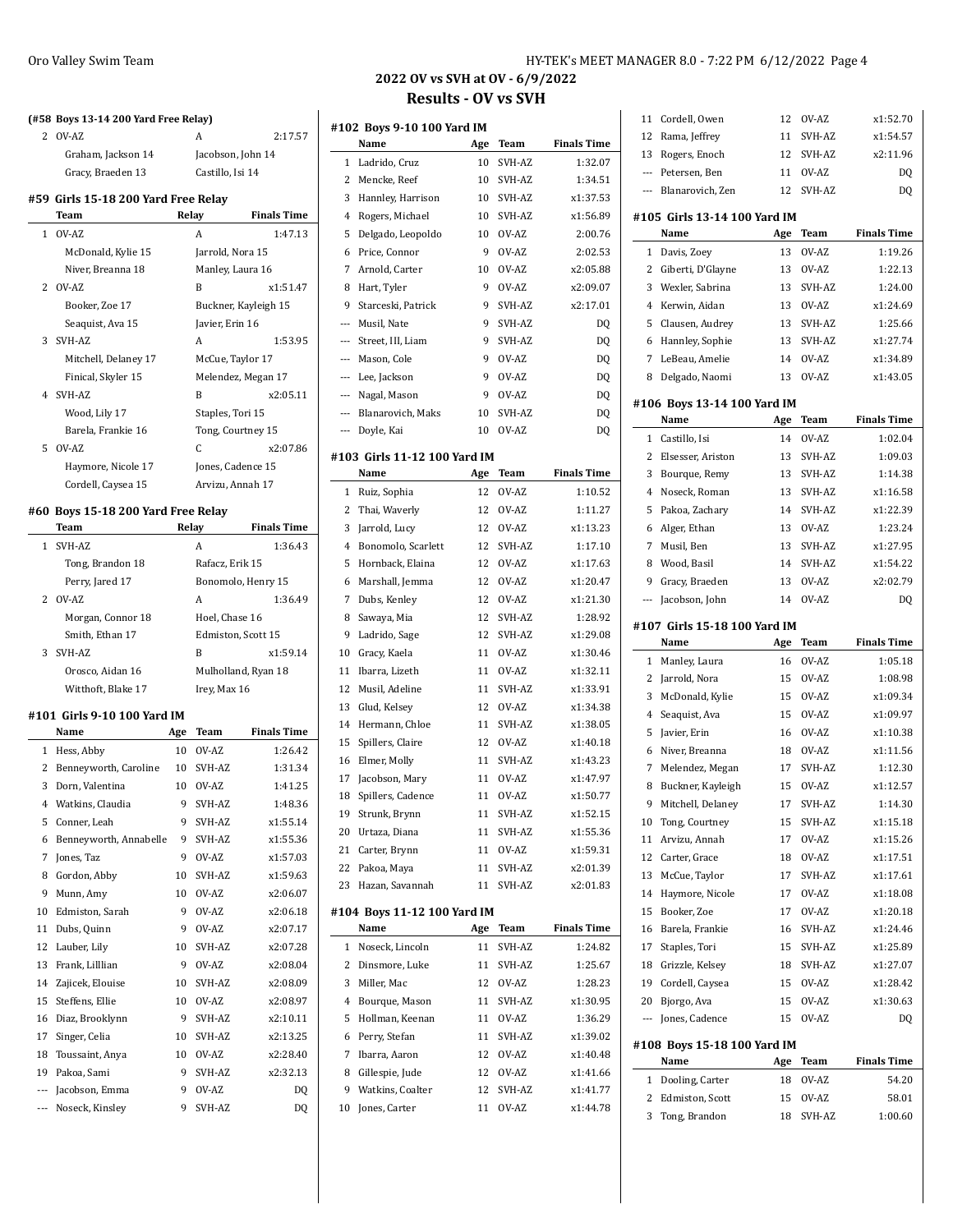## 2022 OV vs SVH at OV - 6/9/2022

## Results - OV vs SVH

### (#58 Boys 13-14 200 Yard Free Relay)

| | Team | Relay | Finals Time |
|---|---|---|---|
| 2 | OV-AZ | A | 2:17.57 |
| | Graham, Jackson 14 | Jacobson, John 14 | |
| | Gracy, Braeden 13 | Castillo, Isi 14 | |

### #59 Girls 15-18 200 Yard Free Relay

| | Team | Relay | Finals Time |
|---|---|---|---|
| 1 | OV-AZ | A | 1:47.13 |
| | McDonald, Kylie 15 | Jarrold, Nora 15 | |
| | Niver, Breanna 18 | Manley, Laura 16 | |
| 2 | OV-AZ | B | x1:51.47 |
| | Booker, Zoe 17 | Buckner, Kayleigh 15 | |
| | Seaquist, Ava 15 | Javier, Erin 16 | |
| 3 | SVH-AZ | A | 1:53.95 |
| | Mitchell, Delaney 17 | McCue, Taylor 17 | |
| | Finical, Skyler 15 | Melendez, Megan 17 | |
| 4 | SVH-AZ | B | x2:05.11 |
| | Wood, Lily 17 | Staples, Tori 15 | |
| | Barela, Frankie 16 | Tong, Courtney 15 | |
| 5 | OV-AZ | C | x2:07.86 |
| | Haymore, Nicole 17 | Jones, Cadence 15 | |
| | Cordell, Caysea 15 | Arvizu, Annah 17 | |

### #60 Boys 15-18 200 Yard Free Relay

| | Team | Relay | Finals Time |
|---|---|---|---|
| 1 | SVH-AZ | A | 1:36.43 |
| | Tong, Brandon 18 | Rafacz, Erik 15 | |
| | Perry, Jared 17 | Bonomolo, Henry 15 | |
| 2 | OV-AZ | A | 1:36.49 |
| | Morgan, Connor 18 | Hoel, Chase 16 | |
| | Smith, Ethan 17 | Edmiston, Scott 15 | |
| 3 | SVH-AZ | B | x1:59.14 |
| | Orosco, Aidan 16 | Mulholland, Ryan 18 | |
| | Witthoft, Blake 17 | Irey, Max 16 | |

### #101 Girls 9-10 100 Yard IM

| | Name | Age | Team | Finals Time |
|---|---|---|---|---|
| 1 | Hess, Abby | 10 | OV-AZ | 1:26.42 |
| 2 | Benneyworth, Caroline | 10 | SVH-AZ | 1:31.34 |
| 3 | Dorn, Valentina | 10 | OV-AZ | 1:41.25 |
| 4 | Watkins, Claudia | 9 | SVH-AZ | 1:48.36 |
| 5 | Conner, Leah | 9 | SVH-AZ | x1:55.14 |
| 6 | Benneyworth, Annabelle | 9 | SVH-AZ | x1:55.36 |
| 7 | Jones, Taz | 9 | OV-AZ | x1:57.03 |
| 8 | Gordon, Abby | 10 | SVH-AZ | x1:59.63 |
| 9 | Munn, Amy | 10 | OV-AZ | x2:06.07 |
| 10 | Edmiston, Sarah | 9 | OV-AZ | x2:06.18 |
| 11 | Dubs, Quinn | 9 | OV-AZ | x2:07.17 |
| 12 | Lauber, Lily | 10 | SVH-AZ | x2:07.28 |
| 13 | Frank, Lilllian | 9 | OV-AZ | x2:08.04 |
| 14 | Zajicek, Elouise | 10 | SVH-AZ | x2:08.09 |
| 15 | Steffens, Ellie | 10 | OV-AZ | x2:08.97 |
| 16 | Diaz, Brooklynn | 9 | SVH-AZ | x2:10.11 |
| 17 | Singer, Celia | 10 | SVH-AZ | x2:13.25 |
| 18 | Toussaint, Anya | 10 | OV-AZ | x2:28.40 |
| 19 | Pakoa, Sami | 9 | SVH-AZ | x2:32.13 |
| --- | Jacobson, Emma | 9 | OV-AZ | DQ |
| --- | Noseck, Kinsley | 9 | SVH-AZ | DQ |

### #102 Boys 9-10 100 Yard IM

| | Name | Age | Team | Finals Time |
|---|---|---|---|---|
| 1 | Ladrido, Cruz | 10 | SVH-AZ | 1:32.07 |
| 2 | Mencke, Reef | 10 | SVH-AZ | 1:34.51 |
| 3 | Hannley, Harrison | 10 | SVH-AZ | x1:37.53 |
| 4 | Rogers, Michael | 10 | SVH-AZ | x1:56.89 |
| 5 | Delgado, Leopoldo | 10 | OV-AZ | 2:00.76 |
| 6 | Price, Connor | 9 | OV-AZ | 2:02.53 |
| 7 | Arnold, Carter | 10 | OV-AZ | x2:05.88 |
| 8 | Hart, Tyler | 9 | OV-AZ | x2:09.07 |
| 9 | Starceski, Patrick | 9 | SVH-AZ | x2:17.01 |
| --- | Musil, Nate | 9 | SVH-AZ | DQ |
| --- | Street, III, Liam | 9 | SVH-AZ | DQ |
| --- | Mason, Cole | 9 | OV-AZ | DQ |
| --- | Lee, Jackson | 9 | OV-AZ | DQ |
| --- | Nagal, Mason | 9 | OV-AZ | DQ |
| --- | Blanarovich, Maks | 10 | SVH-AZ | DQ |
| --- | Doyle, Kai | 10 | OV-AZ | DQ |

### #103 Girls 11-12 100 Yard IM

| | Name | Age | Team | Finals Time |
|---|---|---|---|---|
| 1 | Ruiz, Sophia | 12 | OV-AZ | 1:10.52 |
| 2 | Thai, Waverly | 12 | OV-AZ | 1:11.27 |
| 3 | Jarrold, Lucy | 12 | OV-AZ | x1:13.23 |
| 4 | Bonomolo, Scarlett | 12 | SVH-AZ | 1:17.10 |
| 5 | Hornback, Elaina | 12 | OV-AZ | x1:17.63 |
| 6 | Marshall, Jemma | 12 | OV-AZ | x1:20.47 |
| 7 | Dubs, Kenley | 12 | OV-AZ | x1:21.30 |
| 8 | Sawaya, Mia | 12 | SVH-AZ | 1:28.92 |
| 9 | Ladrido, Sage | 12 | SVH-AZ | x1:29.08 |
| 10 | Gracy, Kaela | 11 | OV-AZ | x1:30.46 |
| 11 | Ibarra, Lizeth | 11 | OV-AZ | x1:32.11 |
| 12 | Musil, Adeline | 11 | SVH-AZ | x1:33.91 |
| 13 | Glud, Kelsey | 12 | OV-AZ | x1:34.38 |
| 14 | Hermann, Chloe | 11 | SVH-AZ | x1:38.05 |
| 15 | Spillers, Claire | 12 | OV-AZ | x1:40.18 |
| 16 | Elmer, Molly | 11 | SVH-AZ | x1:43.23 |
| 17 | Jacobson, Mary | 11 | OV-AZ | x1:47.97 |
| 18 | Spillers, Cadence | 11 | OV-AZ | x1:50.77 |
| 19 | Strunk, Brynn | 11 | SVH-AZ | x1:52.15 |
| 20 | Urtaza, Diana | 11 | SVH-AZ | x1:55.36 |
| 21 | Carter, Brynn | 11 | OV-AZ | x1:59.31 |
| 22 | Pakoa, Maya | 11 | SVH-AZ | x2:01.39 |
| 23 | Hazan, Savannah | 11 | SVH-AZ | x2:01.83 |

### #104 Boys 11-12 100 Yard IM

| | Name | Age | Team | Finals Time |
|---|---|---|---|---|
| 1 | Noseck, Lincoln | 11 | SVH-AZ | 1:24.82 |
| 2 | Dinsmore, Luke | 11 | SVH-AZ | 1:25.67 |
| 3 | Miller, Mac | 12 | OV-AZ | 1:28.23 |
| 4 | Bourque, Mason | 11 | SVH-AZ | x1:30.95 |
| 5 | Hollman, Keenan | 11 | OV-AZ | 1:36.29 |
| 6 | Perry, Stefan | 11 | SVH-AZ | x1:39.02 |
| 7 | Ibarra, Aaron | 12 | OV-AZ | x1:40.48 |
| 8 | Gillespie, Jude | 12 | OV-AZ | x1:41.66 |
| 9 | Watkins, Coalter | 12 | SVH-AZ | x1:41.77 |
| 10 | Jones, Carter | 11 | OV-AZ | x1:44.78 |
| 11 | Cordell, Owen | 12 | OV-AZ | x1:52.70 |
| 12 | Rama, Jeffrey | 11 | SVH-AZ | x1:54.57 |
| 13 | Rogers, Enoch | 12 | SVH-AZ | x2:11.96 |
| --- | Petersen, Ben | 11 | OV-AZ | DQ |
| --- | Blanarovich, Zen | 12 | SVH-AZ | DQ |

### #105 Girls 13-14 100 Yard IM

| | Name | Age | Team | Finals Time |
|---|---|---|---|---|
| 1 | Davis, Zoey | 13 | OV-AZ | 1:19.26 |
| 2 | Giberti, D'Glayne | 13 | OV-AZ | 1:22.13 |
| 3 | Wexler, Sabrina | 13 | SVH-AZ | 1:24.00 |
| 4 | Kerwin, Aidan | 13 | OV-AZ | x1:24.69 |
| 5 | Clausen, Audrey | 13 | SVH-AZ | 1:25.66 |
| 6 | Hannley, Sophie | 13 | SVH-AZ | x1:27.74 |
| 7 | LeBeau, Amelie | 14 | OV-AZ | x1:34.89 |
| 8 | Delgado, Naomi | 13 | OV-AZ | x1:43.05 |

### #106 Boys 13-14 100 Yard IM

| | Name | Age | Team | Finals Time |
|---|---|---|---|---|
| 1 | Castillo, Isi | 14 | OV-AZ | 1:02.04 |
| 2 | Elsesser, Ariston | 13 | SVH-AZ | 1:09.03 |
| 3 | Bourque, Remy | 13 | SVH-AZ | 1:14.38 |
| 4 | Noseck, Roman | 13 | SVH-AZ | x1:16.58 |
| 5 | Pakoa, Zachary | 14 | SVH-AZ | x1:22.39 |
| 6 | Alger, Ethan | 13 | OV-AZ | 1:23.24 |
| 7 | Musil, Ben | 13 | SVH-AZ | x1:27.95 |
| 8 | Wood, Basil | 14 | SVH-AZ | x1:54.22 |
| 9 | Gracy, Braeden | 13 | OV-AZ | x2:02.79 |
| --- | Jacobson, John | 14 | OV-AZ | DQ |

### #107 Girls 15-18 100 Yard IM

| | Name | Age | Team | Finals Time |
|---|---|---|---|---|
| 1 | Manley, Laura | 16 | OV-AZ | 1:05.18 |
| 2 | Jarrold, Nora | 15 | OV-AZ | 1:08.98 |
| 3 | McDonald, Kylie | 15 | OV-AZ | x1:09.34 |
| 4 | Seaquist, Ava | 15 | OV-AZ | x1:09.97 |
| 5 | Javier, Erin | 16 | OV-AZ | x1:10.38 |
| 6 | Niver, Breanna | 18 | OV-AZ | x1:11.56 |
| 7 | Melendez, Megan | 17 | SVH-AZ | 1:12.30 |
| 8 | Buckner, Kayleigh | 15 | OV-AZ | x1:12.57 |
| 9 | Mitchell, Delaney | 17 | SVH-AZ | 1:14.30 |
| 10 | Tong, Courtney | 15 | SVH-AZ | x1:15.18 |
| 11 | Arvizu, Annah | 17 | OV-AZ | x1:15.26 |
| 12 | Carter, Grace | 18 | OV-AZ | x1:17.51 |
| 13 | McCue, Taylor | 17 | SVH-AZ | x1:17.61 |
| 14 | Haymore, Nicole | 17 | OV-AZ | x1:18.08 |
| 15 | Booker, Zoe | 17 | OV-AZ | x1:20.18 |
| 16 | Barela, Frankie | 16 | SVH-AZ | x1:24.46 |
| 17 | Staples, Tori | 15 | SVH-AZ | x1:25.89 |
| 18 | Grizzle, Kelsey | 18 | SVH-AZ | x1:27.07 |
| 19 | Cordell, Caysea | 15 | OV-AZ | x1:28.42 |
| 20 | Bjorgo, Ava | 15 | OV-AZ | x1:30.63 |
| --- | Jones, Cadence | 15 | OV-AZ | DQ |

### #108 Boys 15-18 100 Yard IM

| | Name | Age | Team | Finals Time |
|---|---|---|---|---|
| 1 | Dooling, Carter | 18 | OV-AZ | 54.20 |
| 2 | Edmiston, Scott | 15 | OV-AZ | 58.01 |
| 3 | Tong, Brandon | 18 | SVH-AZ | 1:00.60 |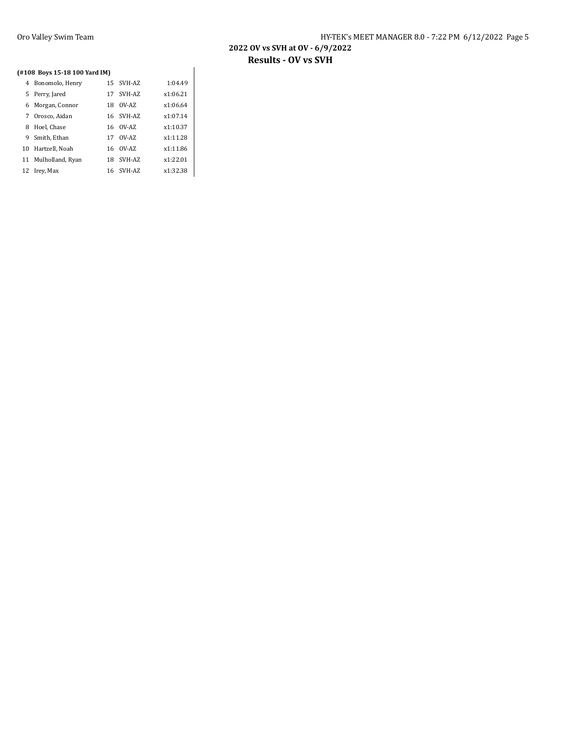## 2022 OV vs SVH at OV - 6/9/2022

## Results - OV vs SVH

**(#108 Boys 15-18 100 Yard IM)**

| | | | | |
|---|---|---|---|---|
| 4 | Bonomolo, Henry | 15 | SVH-AZ | 1:04.49 |
| 5 | Perry, Jared | 17 | SVH-AZ | x1:06.21 |
| 6 | Morgan, Connor | 18 | OV-AZ | x1:06.64 |
| 7 | Orosco, Aidan | 16 | SVH-AZ | x1:07.14 |
| 8 | Hoel, Chase | 16 | OV-AZ | x1:10.37 |
| 9 | Smith, Ethan | 17 | OV-AZ | x1:11.28 |
| 10 | Hartzell, Noah | 16 | OV-AZ | x1:11.86 |
| 11 | Mulholland, Ryan | 18 | SVH-AZ | x1:22.01 |
| 12 | Irey, Max | 16 | SVH-AZ | x1:32.38 |